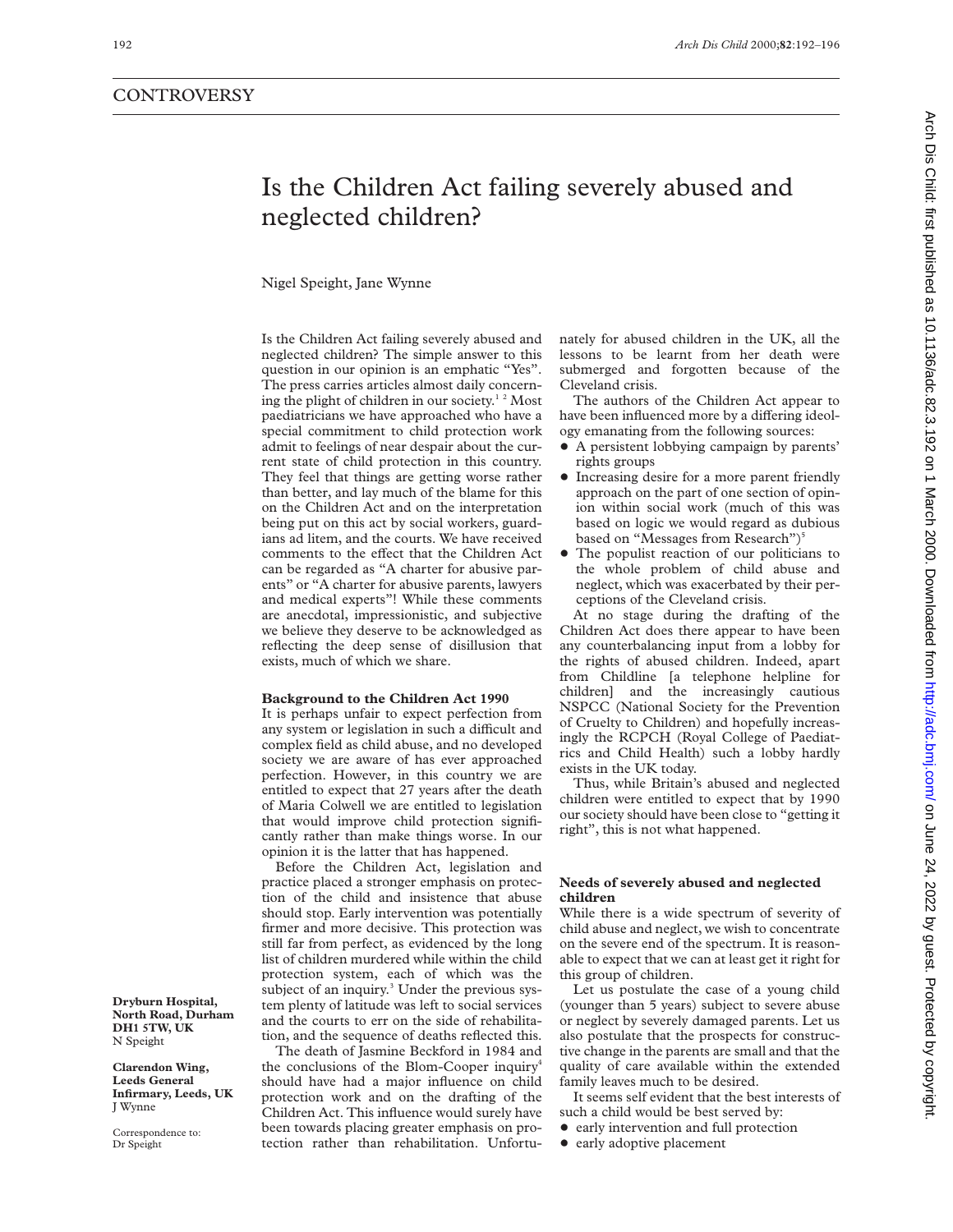## CONTROVERSY

# Is the Children Act failing severely abused and neglected children?

Nigel Speight, Jane Wynne

**Dryburn Hospital, North Road, Durham DH1 5TW, UK**
N Speight

**Clarendon Wing, Leeds General Infirmary, Leeds, UK**
J Wynne

Correspondence to: Dr Speight

Is the Children Act failing severely abused and neglected children? The simple answer to this question in our opinion is an emphatic "Yes". The press carries articles almost daily concerning the plight of children in our society.[1 2] Most paediatricians we have approached who have a special commitment to child protection work admit to feelings of near despair about the current state of child protection in this country. They feel that things are getting worse rather than better, and lay much of the blame for this on the Children Act and on the interpretation being put on this act by social workers, guardians ad litem, and the courts. We have received comments to the effect that the Children Act can be regarded as "A charter for abusive parents" or "A charter for abusive parents, lawyers and medical experts"! While these comments are anecdotal, impressionistic, and subjective we believe they deserve to be acknowledged as reflecting the deep sense of disillusion that exists, much of which we share.

**Background to the Children Act 1990**

It is perhaps unfair to expect perfection from any system or legislation in such a difficult and complex field as child abuse, and no developed society we are aware of has ever approached perfection. However, in this country we are entitled to expect that 27 years after the death of Maria Colwell we are entitled to legislation that would improve child protection significantly rather than make things worse. In our opinion it is the latter that has happened.

Before the Children Act, legislation and practice placed a stronger emphasis on protection of the child and insistence that abuse should stop. Early intervention was potentially firmer and more decisive. This protection was still far from perfect, as evidenced by the long list of children murdered while within the child protection system, each of which was the subject of an inquiry.[3] Under the previous system plenty of latitude was left to social services and the courts to err on the side of rehabilitation, and the sequence of deaths reflected this.

The death of Jasmine Beckford in 1984 and the conclusions of the Blom-Cooper inquiry[4] should have had a major influence on child protection work and on the drafting of the Children Act. This influence would surely have been towards placing greater emphasis on protection rather than rehabilitation. Unfortunately for abused children in the UK, all the lessons to be learnt from her death were submerged and forgotten because of the Cleveland crisis.

The authors of the Children Act appear to have been influenced more by a differing ideology emanating from the following sources:

- A persistent lobbying campaign by parents' rights groups
- Increasing desire for a more parent friendly approach on the part of one section of opinion within social work (much of this was based on logic we would regard as dubious based on "Messages from Research")[5]
- The populist reaction of our politicians to the whole problem of child abuse and neglect, which was exacerbated by their perceptions of the Cleveland crisis.

At no stage during the drafting of the Children Act does there appear to have been any counterbalancing input from a lobby for the rights of abused children. Indeed, apart from Childline [a telephone helpline for children] and the increasingly cautious NSPCC (National Society for the Prevention of Cruelty to Children) and hopefully increasingly the RCPCH (Royal College of Paediatrics and Child Health) such a lobby hardly exists in the UK today.

Thus, while Britain's abused and neglected children were entitled to expect that by 1990 our society should have been close to "getting it right", this is not what happened.

**Needs of severely abused and neglected children**

While there is a wide spectrum of severity of child abuse and neglect, we wish to concentrate on the severe end of the spectrum. It is reasonable to expect that we can at least get it right for this group of children.

Let us postulate the case of a young child (younger than 5 years) subject to severe abuse or neglect by severely damaged parents. Let us also postulate that the prospects for constructive change in the parents are small and that the quality of care available within the extended family leaves much to be desired.

It seems self evident that the best interests of such a child would be best served by:

- early intervention and full protection
- early adoptive placement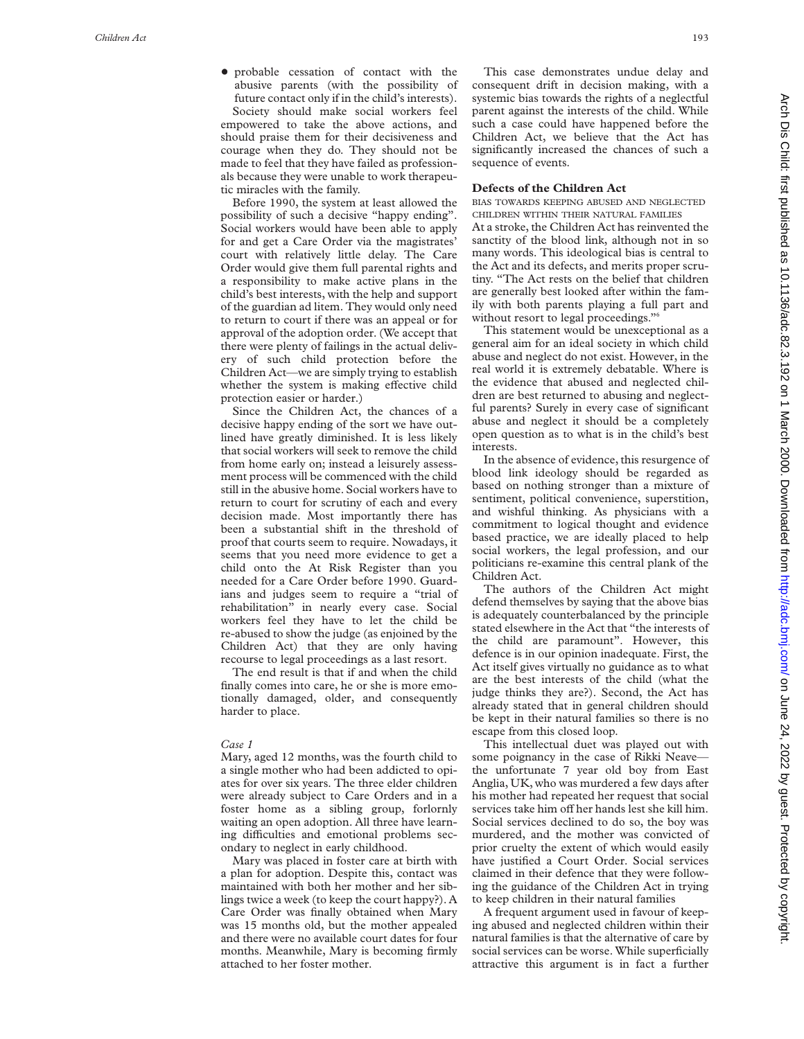- probable cessation of contact with the abusive parents (with the possibility of future contact only if in the child's interests).

Society should make social workers feel empowered to take the above actions, and should praise them for their decisiveness and courage when they do. They should not be made to feel that they have failed as professionals because they were unable to work therapeutic miracles with the family.

Before 1990, the system at least allowed the possibility of such a decisive "happy ending". Social workers would have been able to apply for and get a Care Order via the magistrates' court with relatively little delay. The Care Order would give them full parental rights and a responsibility to make active plans in the child's best interests, with the help and support of the guardian ad litem. They would only need to return to court if there was an appeal or for approval of the adoption order. (We accept that there were plenty of failings in the actual delivery of such child protection before the Children Act—we are simply trying to establish whether the system is making effective child protection easier or harder.)

Since the Children Act, the chances of a decisive happy ending of the sort we have outlined have greatly diminished. It is less likely that social workers will seek to remove the child from home early on; instead a leisurely assessment process will be commenced with the child still in the abusive home. Social workers have to return to court for scrutiny of each and every decision made. Most importantly there has been a substantial shift in the threshold of proof that courts seem to require. Nowadays, it seems that you need more evidence to get a child onto the At Risk Register than you needed for a Care Order before 1990. Guardians and judges seem to require a "trial of rehabilitation" in nearly every case. Social workers feel they have to let the child be re-abused to show the judge (as enjoined by the Children Act) that they are only having recourse to legal proceedings as a last resort.

The end result is that if and when the child finally comes into care, he or she is more emotionally damaged, older, and consequently harder to place.

*Case 1*

Mary, aged 12 months, was the fourth child to a single mother who had been addicted to opiates for over six years. The three elder children were already subject to Care Orders and in a foster home as a sibling group, forlornly waiting an open adoption. All three have learning difficulties and emotional problems secondary to neglect in early childhood.

Mary was placed in foster care at birth with a plan for adoption. Despite this, contact was maintained with both her mother and her siblings twice a week (to keep the court happy?). A Care Order was finally obtained when Mary was 15 months old, but the mother appealed and there were no available court dates for four months. Meanwhile, Mary is becoming firmly attached to her foster mother.

This case demonstrates undue delay and consequent drift in decision making, with a systemic bias towards the rights of a neglectful parent against the interests of the child. While such a case could have happened before the Children Act, we believe that the Act has significantly increased the chances of such a sequence of events.

## Defects of the Children Act

### BIAS TOWARDS KEEPING ABUSED AND NEGLECTED CHILDREN WITHIN THEIR NATURAL FAMILIES

At a stroke, the Children Act has reinvented the sanctity of the blood link, although not in so many words. This ideological bias is central to the Act and its defects, and merits proper scrutiny. "The Act rests on the belief that children are generally best looked after within the family with both parents playing a full part and without resort to legal proceedings."[6]

This statement would be unexceptional as a general aim for an ideal society in which child abuse and neglect do not exist. However, in the real world it is extremely debatable. Where is the evidence that abused and neglected children are best returned to abusing and neglectful parents? Surely in every case of significant abuse and neglect it should be a completely open question as to what is in the child's best interests.

In the absence of evidence, this resurgence of blood link ideology should be regarded as based on nothing stronger than a mixture of sentiment, political convenience, superstition, and wishful thinking. As physicians with a commitment to logical thought and evidence based practice, we are ideally placed to help social workers, the legal profession, and our politicians re-examine this central plank of the Children Act.

The authors of the Children Act might defend themselves by saying that the above bias is adequately counterbalanced by the principle stated elsewhere in the Act that "the interests of the child are paramount". However, this defence is in our opinion inadequate. First, the Act itself gives virtually no guidance as to what are the best interests of the child (what the judge thinks they are?). Second, the Act has already stated that in general children should be kept in their natural families so there is no escape from this closed loop.

This intellectual duet was played out with some poignancy in the case of Rikki Neave—the unfortunate 7 year old boy from East Anglia, UK, who was murdered a few days after his mother had repeated her request that social services take him off her hands lest she kill him. Social services declined to do so, the boy was murdered, and the mother was convicted of prior cruelty the extent of which would easily have justified a Court Order. Social services claimed in their defence that they were following the guidance of the Children Act in trying to keep children in their natural families

A frequent argument used in favour of keeping abused and neglected children within their natural families is that the alternative of care by social services can be worse. While superficially attractive this argument is in fact a further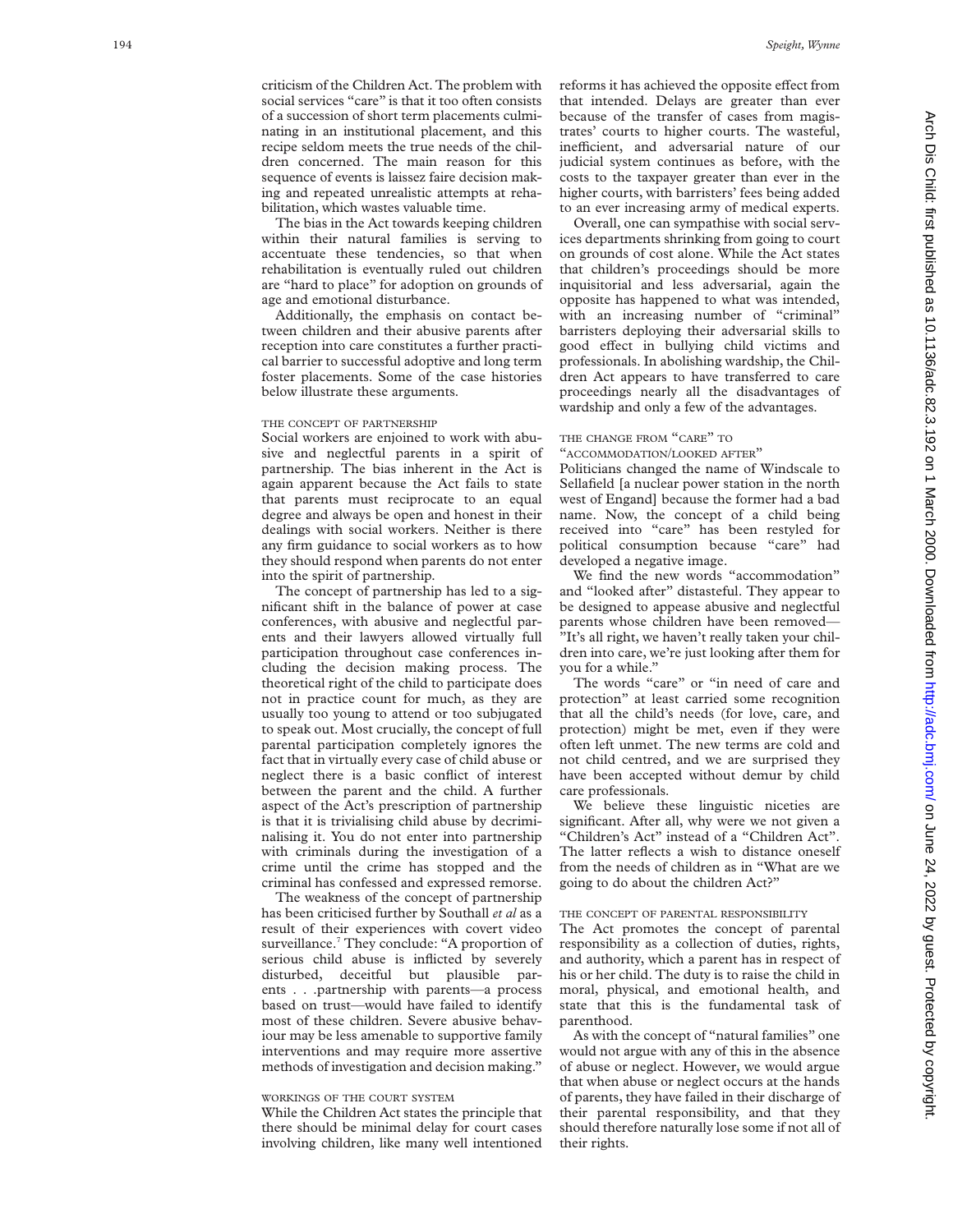criticism of the Children Act. The problem with social services "care" is that it too often consists of a succession of short term placements culminating in an institutional placement, and this recipe seldom meets the true needs of the children concerned. The main reason for this sequence of events is laissez faire decision making and repeated unrealistic attempts at rehabilitation, which wastes valuable time.

The bias in the Act towards keeping children within their natural families is serving to accentuate these tendencies, so that when rehabilitation is eventually ruled out children are "hard to place" for adoption on grounds of age and emotional disturbance.

Additionally, the emphasis on contact between children and their abusive parents after reception into care constitutes a further practical barrier to successful adoptive and long term foster placements. Some of the case histories below illustrate these arguments.

### THE CONCEPT OF PARTNERSHIP

Social workers are enjoined to work with abusive and neglectful parents in a spirit of partnership. The bias inherent in the Act is again apparent because the Act fails to state that parents must reciprocate to an equal degree and always be open and honest in their dealings with social workers. Neither is there any firm guidance to social workers as to how they should respond when parents do not enter into the spirit of partnership.

The concept of partnership has led to a significant shift in the balance of power at case conferences, with abusive and neglectful parents and their lawyers allowed virtually full participation throughout case conferences including the decision making process. The theoretical right of the child to participate does not in practice count for much, as they are usually too young to attend or too subjugated to speak out. Most crucially, the concept of full parental participation completely ignores the fact that in virtually every case of child abuse or neglect there is a basic conflict of interest between the parent and the child. A further aspect of the Act's prescription of partnership is that it is trivialising child abuse by decriminalising it. You do not enter into partnership with criminals during the investigation of a crime until the crime has stopped and the criminal has confessed and expressed remorse.

The weakness of the concept of partnership has been criticised further by Southall *et al* as a result of their experiences with covert video surveillance.[7] They conclude: "A proportion of serious child abuse is inflicted by severely disturbed, deceitful but plausible parents . . .partnership with parents—a process based on trust—would have failed to identify most of these children. Severe abusive behaviour may be less amenable to supportive family interventions and may require more assertive methods of investigation and decision making."

### WORKINGS OF THE COURT SYSTEM

While the Children Act states the principle that there should be minimal delay for court cases involving children, like many well intentioned reforms it has achieved the opposite effect from that intended. Delays are greater than ever because of the transfer of cases from magistrates' courts to higher courts. The wasteful, inefficient, and adversarial nature of our judicial system continues as before, with the costs to the taxpayer greater than ever in the higher courts, with barristers' fees being added to an ever increasing army of medical experts.

Overall, one can sympathise with social services departments shrinking from going to court on grounds of cost alone. While the Act states that children's proceedings should be more inquisitorial and less adversarial, again the opposite has happened to what was intended, with an increasing number of "criminal" barristers deploying their adversarial skills to good effect in bullying child victims and professionals. In abolishing wardship, the Children Act appears to have transferred to care proceedings nearly all the disadvantages of wardship and only a few of the advantages.

### THE CHANGE FROM "CARE" TO "ACCOMMODATION/LOOKED AFTER"

Politicians changed the name of Windscale to Sellafield [a nuclear power station in the north west of Engand] because the former had a bad name. Now, the concept of a child being received into "care" has been restyled for political consumption because "care" had developed a negative image.

We find the new words "accommodation" and "looked after" distasteful. They appear to be designed to appease abusive and neglectful parents whose children have been removed—"It's all right, we haven't really taken your children into care, we're just looking after them for you for a while."

The words "care" or "in need of care and protection" at least carried some recognition that all the child's needs (for love, care, and protection) might be met, even if they were often left unmet. The new terms are cold and not child centred, and we are surprised they have been accepted without demur by child care professionals.

We believe these linguistic niceties are significant. After all, why were we not given a "Children's Act" instead of a "Children Act". The latter reflects a wish to distance oneself from the needs of children as in "What are we going to do about the children Act?"

### THE CONCEPT OF PARENTAL RESPONSIBILITY

The Act promotes the concept of parental responsibility as a collection of duties, rights, and authority, which a parent has in respect of his or her child. The duty is to raise the child in moral, physical, and emotional health, and state that this is the fundamental task of parenthood.

As with the concept of "natural families" one would not argue with any of this in the absence of abuse or neglect. However, we would argue that when abuse or neglect occurs at the hands of parents, they have failed in their discharge of their parental responsibility, and that they should therefore naturally lose some if not all of their rights.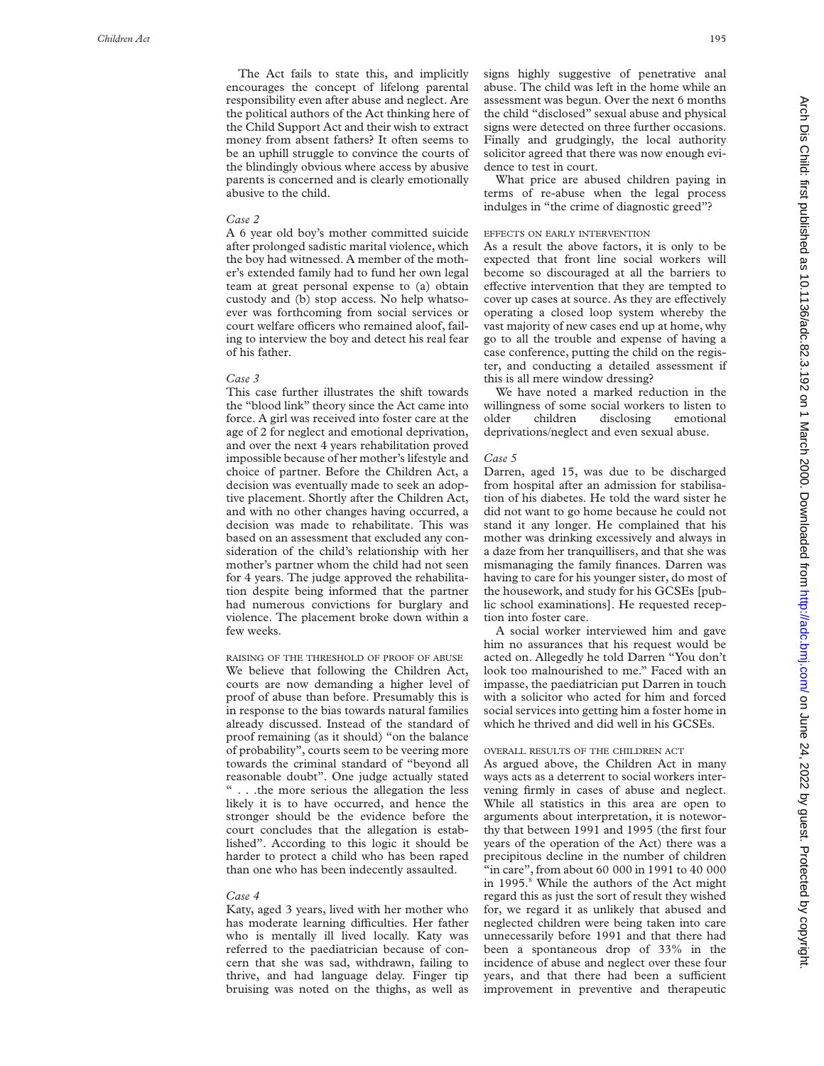The Act fails to state this, and implicitly encourages the concept of lifelong parental responsibility even after abuse and neglect. Are the political authors of the Act thinking here of the Child Support Act and their wish to extract money from absent fathers? It often seems to be an uphill struggle to convince the courts of the blindingly obvious where access by abusive parents is concerned and is clearly emotionally abusive to the child.

*Case 2*

A 6 year old boy's mother committed suicide after prolonged sadistic marital violence, which the boy had witnessed. A member of the mother's extended family had to fund her own legal team at great personal expense to (a) obtain custody and (b) stop access. No help whatsoever was forthcoming from social services or court welfare officers who remained aloof, failing to interview the boy and detect his real fear of his father.

*Case 3*

This case further illustrates the shift towards the "blood link" theory since the Act came into force. A girl was received into foster care at the age of 2 for neglect and emotional deprivation, and over the next 4 years rehabilitation proved impossible because of her mother's lifestyle and choice of partner. Before the Children Act, a decision was eventually made to seek an adoptive placement. Shortly after the Children Act, and with no other changes having occurred, a decision was made to rehabilitate. This was based on an assessment that excluded any consideration of the child's relationship with her mother's partner whom the child had not seen for 4 years. The judge approved the rehabilitation despite being informed that the partner had numerous convictions for burglary and violence. The placement broke down within a few weeks.

### RAISING OF THE THRESHOLD OF PROOF OF ABUSE

We believe that following the Children Act, courts are now demanding a higher level of proof of abuse than before. Presumably this is in response to the bias towards natural families already discussed. Instead of the standard of proof remaining (as it should) "on the balance of probability", courts seem to be veering more towards the criminal standard of "beyond all reasonable doubt". One judge actually stated ". . .the more serious the allegation the less likely it is to have occurred, and hence the stronger should be the evidence before the court concludes that the allegation is established". According to this logic it should be harder to protect a child who has been raped than one who has been indecently assaulted.

*Case 4*

Katy, aged 3 years, lived with her mother who has moderate learning difficulties. Her father who is mentally ill lived locally. Katy was referred to the paediatrician because of concern that she was sad, withdrawn, failing to thrive, and had language delay. Finger tip bruising was noted on the thighs, as well as signs highly suggestive of penetrative anal abuse. The child was left in the home while an assessment was begun. Over the next 6 months the child "disclosed" sexual abuse and physical signs were detected on three further occasions. Finally and grudgingly, the local authority solicitor agreed that there was now enough evidence to test in court.

What price are abused children paying in terms of re-abuse when the legal process indulges in "the crime of diagnostic greed"?

### EFFECTS ON EARLY INTERVENTION

As a result the above factors, it is only to be expected that front line social workers will become so discouraged at all the barriers to effective intervention that they are tempted to cover up cases at source. As they are effectively operating a closed loop system whereby the vast majority of new cases end up at home, why go to all the trouble and expense of having a case conference, putting the child on the register, and conducting a detailed assessment if this is all mere window dressing?

We have noted a marked reduction in the willingness of some social workers to listen to older children disclosing emotional deprivations/neglect and even sexual abuse.

*Case 5*

Darren, aged 15, was due to be discharged from hospital after an admission for stabilisation of his diabetes. He told the ward sister he did not want to go home because he could not stand it any longer. He complained that his mother was drinking excessively and always in a daze from her tranquillisers, and that she was mismanaging the family finances. Darren was having to care for his younger sister, do most of the housework, and study for his GCSEs [public school examinations]. He requested reception into foster care.

A social worker interviewed him and gave him no assurances that his request would be acted on. Allegedly he told Darren "You don't look too malnourished to me." Faced with an impasse, the paediatrician put Darren in touch with a solicitor who acted for him and forced social services into getting him a foster home in which he thrived and did well in his GCSEs.

### OVERALL RESULTS OF THE CHILDREN ACT

As argued above, the Children Act in many ways acts as a deterrent to social workers intervening firmly in cases of abuse and neglect. While all statistics in this area are open to arguments about interpretation, it is noteworthy that between 1991 and 1995 (the first four years of the operation of the Act) there was a precipitous decline in the number of children "in care", from about 60 000 in 1991 to 40 000 in 1995.[8] While the authors of the Act might regard this as just the sort of result they wished for, we regard it as unlikely that abused and neglected children were being taken into care unnecessarily before 1991 and that there had been a spontaneous drop of 33% in the incidence of abuse and neglect over these four years, and that there had been a sufficient improvement in preventive and therapeutic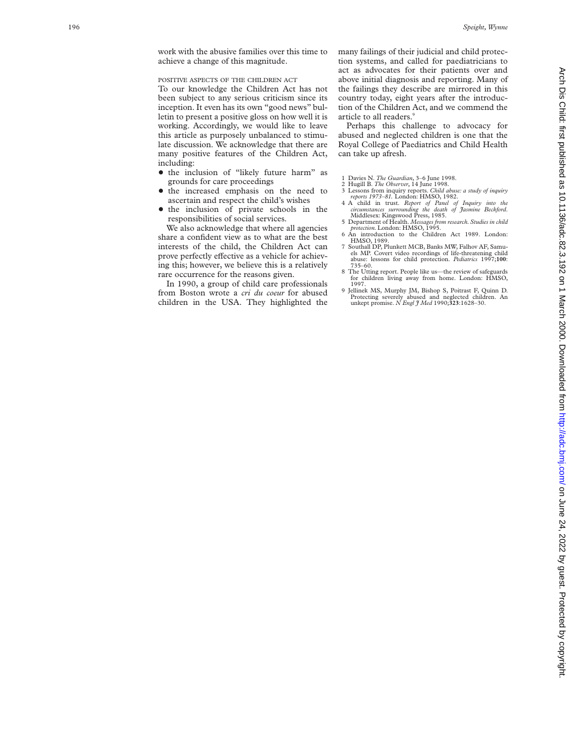work with the abusive families over this time to achieve a change of this magnitude.

### POSITIVE ASPECTS OF THE CHILDREN ACT

To our knowledge the Children Act has not been subject to any serious criticism since its inception. It even has its own "good news" bulletin to present a positive gloss on how well it is working. Accordingly, we would like to leave this article as purposely unbalanced to stimulate discussion. We acknowledge that there are many positive features of the Children Act, including:

- the inclusion of "likely future harm" as grounds for care proceedings
- the increased emphasis on the need to ascertain and respect the child's wishes
- the inclusion of private schools in the responsibilities of social services.

We also acknowledge that where all agencies share a confident view as to what are the best interests of the child, the Children Act can prove perfectly effective as a vehicle for achieving this; however, we believe this is a relatively rare occurrence for the reasons given.

In 1990, a group of child care professionals from Boston wrote a *cri du coeur* for abused children in the USA. They highlighted the many failings of their judicial and child protection systems, and called for paediatricians to act as advocates for their patients over and above initial diagnosis and reporting. Many of the failings they describe are mirrored in this country today, eight years after the introduction of the Children Act, and we commend the article to all readers.[9]

Perhaps this challenge to advocacy for abused and neglected children is one that the Royal College of Paediatrics and Child Health can take up afresh.

1. Davies N. *The Guardian*, 3–6 June 1998.
2. Hugill B. *The Observer*, 14 June 1998.
3. Lessons from inquiry reports. *Child abuse: a study of inquiry reports 1973–81.* London: HMSO, 1982.
4. A child in trust. *Report of Panel of Inquiry into the circumstances surrounding the death of Jasmine Beckford*. Middlesex: Kingswood Press, 1985.
5. Department of Health. *Messages from research. Studies in child protection*. London: HMSO, 1995.
6. An introduction to the Children Act 1989. London: HMSO, 1989.
7. Southall DP, Plunkett MCB, Banks MW, Falhov AF, Samuels MP. Covert video recordings of life-threatening child abuse: lessons for child protection. *Pediatrics* 1997;**100**: 735–60.
8. The Utting report. People like us—the review of safeguards for children living away from home. London: HMSO, 1997.
9. Jellinek MS, Murphy JM, Bishop S, Poitrast F, Quinn D. Protecting severely abused and neglected children. An unkept promise. *N Engl J Med* 1990;**323**:1628–30.